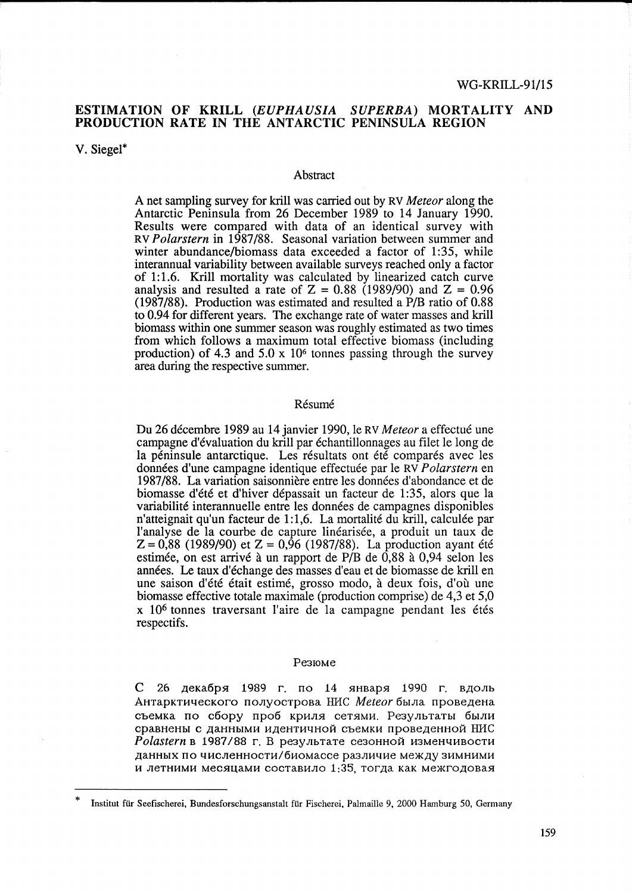WG-KRILL-91/15

# ESTIMATION OF KRILL (*EUPHAUSIA SUPERBA*) MORTALITY AND PRODUCTION RATE IN THE ANTARCTIC PENINSULA REGION

V. Siegel*

## Abstract

A net sampling survey for krill was carried out by RV *Meteor* along the Antarctic Peninsula from 26 December 1989 to 14 January 1990. Results were compared with data of an identical survey with RV *Polarstern* in 1987/88. Seasonal variation between summer and winter abundance/biomass data exceeded a factor of 1:35, while interannual variability between available surveys reached only a factor of 1:1.6. Krill mortality was calculated by linearized catch curve analysis and resulted a rate of $Z = 0.88$ (1989/90) and $Z = 0.96$ (1987/88). Production was estimated and resulted a P/B ratio of 0.88 to 0.94 for different years. The exchange rate of water masses and krill biomass within one summer season was roughly estimated as two times from which follows a maximum total effective biomass (including production) of 4.3 and 5.0 x $10^6$ tonnes passing through the survey area during the respective summer.

## Résumé

Du 26 décembre 1989 au 14 janvier 1990, le RV *Meteor* a effectué une campagne d'évaluation du krill par échantillonnages au filet le long de la péninsule antarctique. Les résultats ont été comparés avec les données d'une campagne identique effectuée par le RV *Polarstern* en 1987/88. La variation saisonnière entre les données d'abondance et de biomasse d'été et d'hiver dépassait un facteur de 1:35, alors que la variabilité interannuelle entre les données de campagnes disponibles n'atteignait qu'un facteur de 1:1,6. La mortalité du krill, calculée par l'analyse de la courbe de capture linéarisée, a produit un taux de $Z = 0,88$ (1989/90) et $Z = 0,96$ (1987/88). La production ayant été estimée, on est arrivé à un rapport de P/B de 0,88 à 0,94 selon les années. Le taux d'échange des masses d'eau et de biomasse de krill en une saison d'été était estimé, grosso modo, à deux fois, d'où une biomasse effective totale maximale (production comprise) de 4,3 et 5,0 x $10^6$ tonnes traversant l'aire de la campagne pendant les étés respectifs.

## Резюме

С 26 декабря 1989 г. по 14 января 1990 г. вдоль Антарктического полуострова НИС *Meteor* была проведена съемка по сбору проб криля сетями. Результаты были сравнены с данными идентичной съемки проведенной НИС *Polastern* в 1987/88 г. В результате сезонной изменчивости данных по численности/биомассе различие между зимними и летними месяцами составило 1:35, тогда как межгодовая

---

\* Institut für Seefischerei, Bundesforschungsanstalt für Fischerei, Palmaille 9, 2000 Hamburg 50, Germany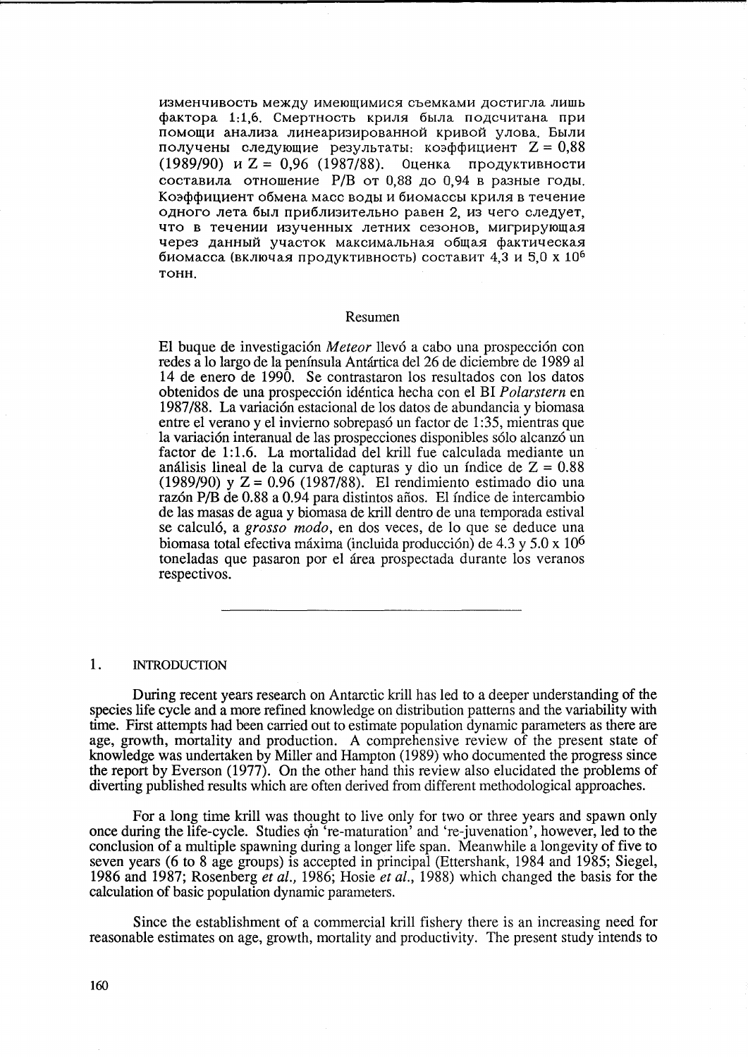изменчивость между имеющимися съемками достигла лишь фактора 1:1,6. Смертность криля была подсчитана при помощи анализа линеаризированной кривой улова. Были получены следующие результаты: коэффициент Z = 0,88 (1989/90) и Z = 0,96 (1987/88). Оценка продуктивности составила отношение P/B от 0,88 до 0,94 в разные годы. Коэффициент обмена масс воды и биомассы криля в течение одного лета был приблизительно равен 2, из чего следует, что в течении изученных летних сезонов, мигрирующая через данный участок максимальная общая фактическая биомасса (включая продуктивность) составит 4,3 и 5,0 x $10^6$ тонн.

## Resumen

El buque de investigación *Meteor* llevó a cabo una prospección con redes a lo largo de la península Antártica del 26 de diciembre de 1989 al 14 de enero de 1990. Se contrastaron los resultados con los datos obtenidos de una prospección idéntica hecha con el BI *Polarstern* en 1987/88. La variación estacional de los datos de abundancia y biomasa entre el verano y el invierno sobrepasó un factor de 1:35, mientras que la variación interanual de las prospecciones disponibles sólo alcanzó un factor de 1:1.6. La mortalidad del krill fue calculada mediante un análisis lineal de la curva de capturas y dio un índice de Z = 0.88 (1989/90) y Z = 0.96 (1987/88). El rendimiento estimado dio una razón P/B de 0.88 a 0.94 para distintos años. El índice de intercambio de las masas de agua y biomasa de krill dentro de una temporada estival se calculó, a *grosso modo*, en dos veces, de lo que se deduce una biomasa total efectiva máxima (incluida producción) de 4.3 y 5.0 x $10^6$ toneladas que pasaron por el área prospectada durante los veranos respectivos.

---

## 1. INTRODUCTION

During recent years research on Antarctic krill has led to a deeper understanding of the species life cycle and a more refined knowledge on distribution patterns and the variability with time. First attempts had been carried out to estimate population dynamic parameters as there are age, growth, mortality and production. A comprehensive review of the present state of knowledge was undertaken by Miller and Hampton (1989) who documented the progress since the report by Everson (1977). On the other hand this review also elucidated the problems of diverting published results which are often derived from different methodological approaches.

For a long time krill was thought to live only for two or three years and spawn only once during the life-cycle. Studies on 're-maturation' and 're-juvenation', however, led to the conclusion of a multiple spawning during a longer life span. Meanwhile a longevity of five to seven years (6 to 8 age groups) is accepted in principal (Ettershank, 1984 and 1985; Siegel, 1986 and 1987; Rosenberg *et al.*, 1986; Hosie *et al.*, 1988) which changed the basis for the calculation of basic population dynamic parameters.

Since the establishment of a commercial krill fishery there is an increasing need for reasonable estimates on age, growth, mortality and productivity. The present study intends to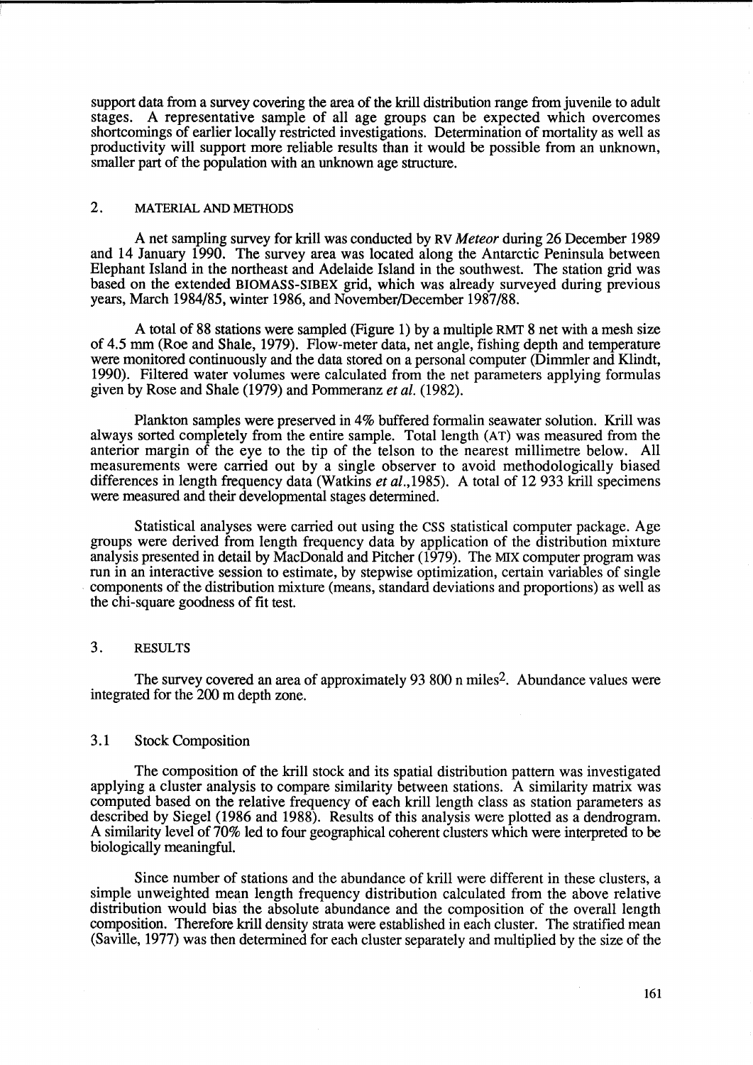support data from a survey covering the area of the krill distribution range from juvenile to adult stages. A representative sample of all age groups can be expected which overcomes shortcomings of earlier locally restricted investigations. Determination of mortality as well as productivity will support more reliable results than it would be possible from an unknown, smaller part of the population with an unknown age structure.

## 2. MATERIAL AND METHODS

A net sampling survey for krill was conducted by RV *Meteor* during 26 December 1989 and 14 January 1990. The survey area was located along the Antarctic Peninsula between Elephant Island in the northeast and Adelaide Island in the southwest. The station grid was based on the extended BIOMASS-SIBEX grid, which was already surveyed during previous years, March 1984/85, winter 1986, and November/December 1987/88.

A total of 88 stations were sampled (Figure 1) by a multiple RMT 8 net with a mesh size of 4.5 mm (Roe and Shale, 1979). Flow-meter data, net angle, fishing depth and temperature were monitored continuously and the data stored on a personal computer (Dimmler and Klindt, 1990). Filtered water volumes were calculated from the net parameters applying formulas given by Rose and Shale (1979) and Pommeranz *et al.* (1982).

Plankton samples were preserved in 4% buffered formalin seawater solution. Krill was always sorted completely from the entire sample. Total length (AT) was measured from the anterior margin of the eye to the tip of the telson to the nearest millimetre below. All measurements were carried out by a single observer to avoid methodologically biased differences in length frequency data (Watkins *et al.*,1985). A total of 12 933 krill specimens were measured and their developmental stages determined.

Statistical analyses were carried out using the CSS statistical computer package. Age groups were derived from length frequency data by application of the distribution mixture analysis presented in detail by MacDonald and Pitcher (1979). The MIX computer program was run in an interactive session to estimate, by stepwise optimization, certain variables of single components of the distribution mixture (means, standard deviations and proportions) as well as the chi-square goodness of fit test.

## 3. RESULTS

The survey covered an area of approximately 93 800 n miles$^2$. Abundance values were integrated for the 200 m depth zone.

### 3.1 Stock Composition

The composition of the krill stock and its spatial distribution pattern was investigated applying a cluster analysis to compare similarity between stations. A similarity matrix was computed based on the relative frequency of each krill length class as station parameters as described by Siegel (1986 and 1988). Results of this analysis were plotted as a dendrogram. A similarity level of 70% led to four geographical coherent clusters which were interpreted to be biologically meaningful.

Since number of stations and the abundance of krill were different in these clusters, a simple unweighted mean length frequency distribution calculated from the above relative distribution would bias the absolute abundance and the composition of the overall length composition. Therefore krill density strata were established in each cluster. The stratified mean (Saville, 1977) was then determined for each cluster separately and multiplied by the size of the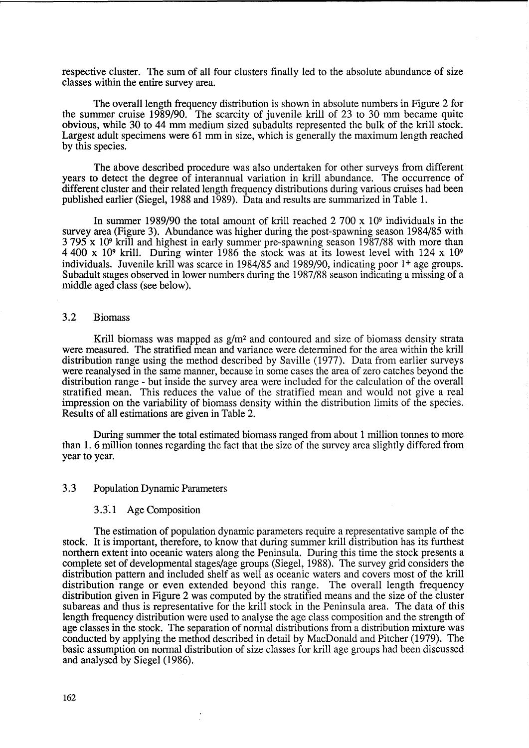respective cluster. The sum of all four clusters finally led to the absolute abundance of size classes within the entire survey area.

The overall length frequency distribution is shown in absolute numbers in Figure 2 for the summer cruise 1989/90. The scarcity of juvenile krill of 23 to 30 mm became quite obvious, while 30 to 44 mm medium sized subadults represented the bulk of the krill stock. Largest adult specimens were 61 mm in size, which is generally the maximum length reached by this species.

The above described procedure was also undertaken for other surveys from different years to detect the degree of interannual variation in krill abundance. The occurrence of different cluster and their related length frequency distributions during various cruises had been published earlier (Siegel, 1988 and 1989). Data and results are summarized in Table 1.

In summer 1989/90 the total amount of krill reached 2 700 x $10^9$ individuals in the survey area (Figure 3). Abundance was higher during the post-spawning season 1984/85 with 3 795 x $10^9$ krill and highest in early summer pre-spawning season 1987/88 with more than 4 400 x $10^9$ krill. During winter 1986 the stock was at its lowest level with 124 x $10^9$ individuals. Juvenile krill was scarce in 1984/85 and 1989/90, indicating poor $1^+$ age groups. Subadult stages observed in lower numbers during the 1987/88 season indicating a missing of a middle aged class (see below).

## 3.2 Biomass

Krill biomass was mapped as g/m² and contoured and size of biomass density strata were measured. The stratified mean and variance were determined for the area within the krill distribution range using the method described by Saville (1977). Data from earlier surveys were reanalysed in the same manner, because in some cases the area of zero catches beyond the distribution range - but inside the survey area were included for the calculation of the overall stratified mean. This reduces the value of the stratified mean and would not give a real impression on the variability of biomass density within the distribution limits of the species. Results of all estimations are given in Table 2.

During summer the total estimated biomass ranged from about 1 million tonnes to more than 1. 6 million tonnes regarding the fact that the size of the survey area slightly differed from year to year.

## 3.3 Population Dynamic Parameters

### 3.3.1 Age Composition

The estimation of population dynamic parameters require a representative sample of the stock. It is important, therefore, to know that during summer krill distribution has its furthest northern extent into oceanic waters along the Peninsula. During this time the stock presents a complete set of developmental stages/age groups (Siegel, 1988). The survey grid considers the distribution pattern and included shelf as well as oceanic waters and covers most of the krill distribution range or even extended beyond this range. The overall length frequency distribution given in Figure 2 was computed by the stratified means and the size of the cluster subareas and thus is representative for the krill stock in the Peninsula area. The data of this length frequency distribution were used to analyse the age class composition and the strength of age classes in the stock. The separation of normal distributions from a distribution mixture was conducted by applying the method described in detail by MacDonald and Pitcher (1979). The basic assumption on normal distribution of size classes for krill age groups had been discussed and analysed by Siegel (1986).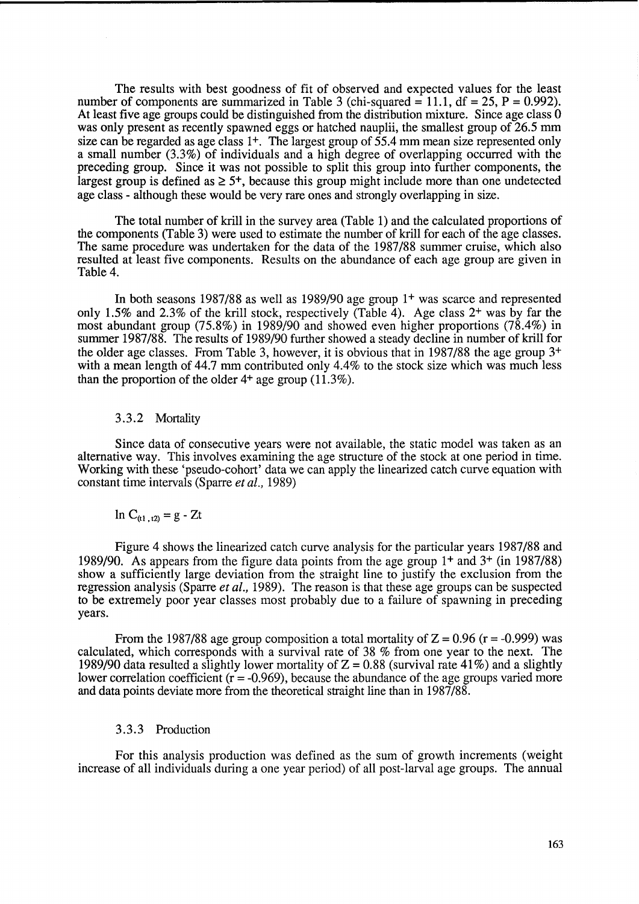The results with best goodness of fit of observed and expected values for the least number of components are summarized in Table 3 (chi-squared = 11.1, df = 25, P = 0.992). At least five age groups could be distinguished from the distribution mixture. Since age class 0 was only present as recently spawned eggs or hatched nauplii, the smallest group of 26.5 mm size can be regarded as age class $1^+$. The largest group of 55.4 mm mean size represented only a small number (3.3%) of individuals and a high degree of overlapping occurred with the preceding group. Since it was not possible to split this group into further components, the largest group is defined as $\geq 5^+$, because this group might include more than one undetected age class - although these would be very rare ones and strongly overlapping in size.

The total number of krill in the survey area (Table 1) and the calculated proportions of the components (Table 3) were used to estimate the number of krill for each of the age classes. The same procedure was undertaken for the data of the 1987/88 summer cruise, which also resulted at least five components. Results on the abundance of each age group are given in Table 4.

In both seasons 1987/88 as well as 1989/90 age group $1^+$ was scarce and represented only 1.5% and 2.3% of the krill stock, respectively (Table 4). Age class $2^+$ was by far the most abundant group (75.8%) in 1989/90 and showed even higher proportions (78.4%) in summer 1987/88. The results of 1989/90 further showed a steady decline in number of krill for the older age classes. From Table 3, however, it is obvious that in 1987/88 the age group $3^+$ with a mean length of 44.7 mm contributed only 4.4% to the stock size which was much less than the proportion of the older $4^+$ age group (11.3%).

### 3.3.2 Mortality

Since data of consecutive years were not available, the static model was taken as an alternative way. This involves examining the age structure of the stock at one period in time. Working with these 'pseudo-cohort' data we can apply the linearized catch curve equation with constant time intervals (Sparre *et al.*, 1989)

$$\ln C_{(t1,t2)} = g - Zt$$

Figure 4 shows the linearized catch curve analysis for the particular years 1987/88 and 1989/90. As appears from the figure data points from the age group $1^+$ and $3^+$ (in 1987/88) show a sufficiently large deviation from the straight line to justify the exclusion from the regression analysis (Sparre *et al.*, 1989). The reason is that these age groups can be suspected to be extremely poor year classes most probably due to a failure of spawning in preceding years.

From the 1987/88 age group composition a total mortality of $Z = 0.96$ ($r = -0.999$) was calculated, which corresponds with a survival rate of 38 % from one year to the next. The 1989/90 data resulted a slightly lower mortality of $Z = 0.88$ (survival rate 41%) and a slightly lower correlation coefficient ($r = -0.969$), because the abundance of the age groups varied more and data points deviate more from the theoretical straight line than in 1987/88.

### 3.3.3 Production

For this analysis production was defined as the sum of growth increments (weight increase of all individuals during a one year period) of all post-larval age groups. The annual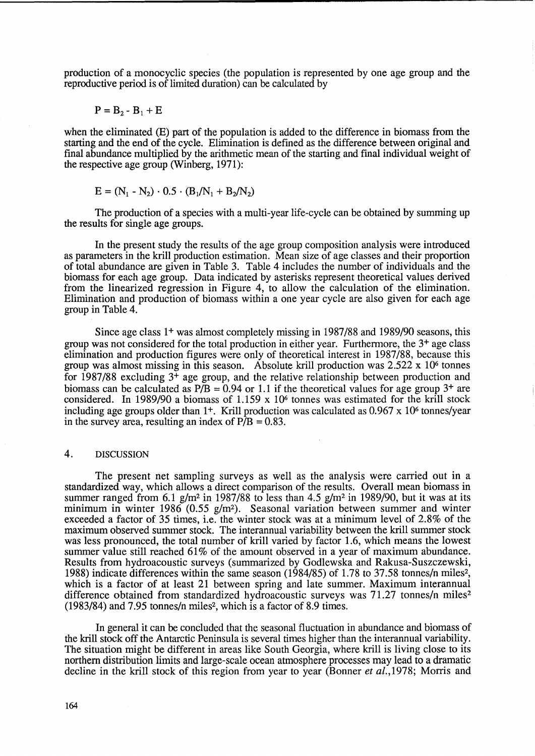production of a monocyclic species (the population is represented by one age group and the reproductive period is of limited duration) can be calculated by

$$P = B_2 - B_1 + E$$

when the eliminated (E) part of the population is added to the difference in biomass from the starting and the end of the cycle. Elimination is defined as the difference between original and final abundance multiplied by the arithmetic mean of the starting and final individual weight of the respective age group (Winberg, 1971):

$$E = (N_1 - N_2) \cdot 0.5 \cdot (B_1/N_1 + B_2/N_2)$$

The production of a species with a multi-year life-cycle can be obtained by summing up the results for single age groups.

In the present study the results of the age group composition analysis were introduced as parameters in the krill production estimation. Mean size of age classes and their proportion of total abundance are given in Table 3. Table 4 includes the number of individuals and the biomass for each age group. Data indicated by asterisks represent theoretical values derived from the linearized regression in Figure 4, to allow the calculation of the elimination. Elimination and production of biomass within a one year cycle are also given for each age group in Table 4.

Since age class $1^+$ was almost completely missing in 1987/88 and 1989/90 seasons, this group was not considered for the total production in either year. Furthermore, the $3^+$ age class elimination and production figures were only of theoretical interest in 1987/88, because this group was almost missing in this season. Absolute krill production was $2.522 \times 10^6$ tonnes for 1987/88 excluding $3^+$ age group, and the relative relationship between production and biomass can be calculated as $P/B = 0.94$ or 1.1 if the theoretical values for age group $3^+$ are considered. In 1989/90 a biomass of $1.159 \times 10^6$ tonnes was estimated for the krill stock including age groups older than $1^+$. Krill production was calculated as $0.967 \times 10^6$ tonnes/year in the survey area, resulting an index of $P/B = 0.83$.

## 4. DISCUSSION

The present net sampling surveys as well as the analysis were carried out in a standardized way, which allows a direct comparison of the results. Overall mean biomass in summer ranged from 6.1 $g/m^2$ in 1987/88 to less than 4.5 $g/m^2$ in 1989/90, but it was at its minimum in winter 1986 (0.55 $g/m^2$). Seasonal variation between summer and winter exceeded a factor of 35 times, i.e. the winter stock was at a minimum level of 2.8% of the maximum observed summer stock. The interannual variability between the krill summer stock was less pronounced, the total number of krill varied by factor 1.6, which means the lowest summer value still reached 61% of the amount observed in a year of maximum abundance. Results from hydroacoustic surveys (summarized by Godlewska and Rakusa-Suszczewski, 1988) indicate differences within the same season (1984/85) of 1.78 to 37.58 tonnes/n $miles^2$, which is a factor of at least 21 between spring and late summer. Maximum interannual difference obtained from standardized hydroacoustic surveys was 71.27 tonnes/n $miles^2$ (1983/84) and 7.95 tonnes/n $miles^2$, which is a factor of 8.9 times.

In general it can be concluded that the seasonal fluctuation in abundance and biomass of the krill stock off the Antarctic Peninsula is several times higher than the interannual variability. The situation might be different in areas like South Georgia, where krill is living close to its northern distribution limits and large-scale ocean atmosphere processes may lead to a dramatic decline in the krill stock of this region from year to year (Bonner *et al.*,1978; Morris and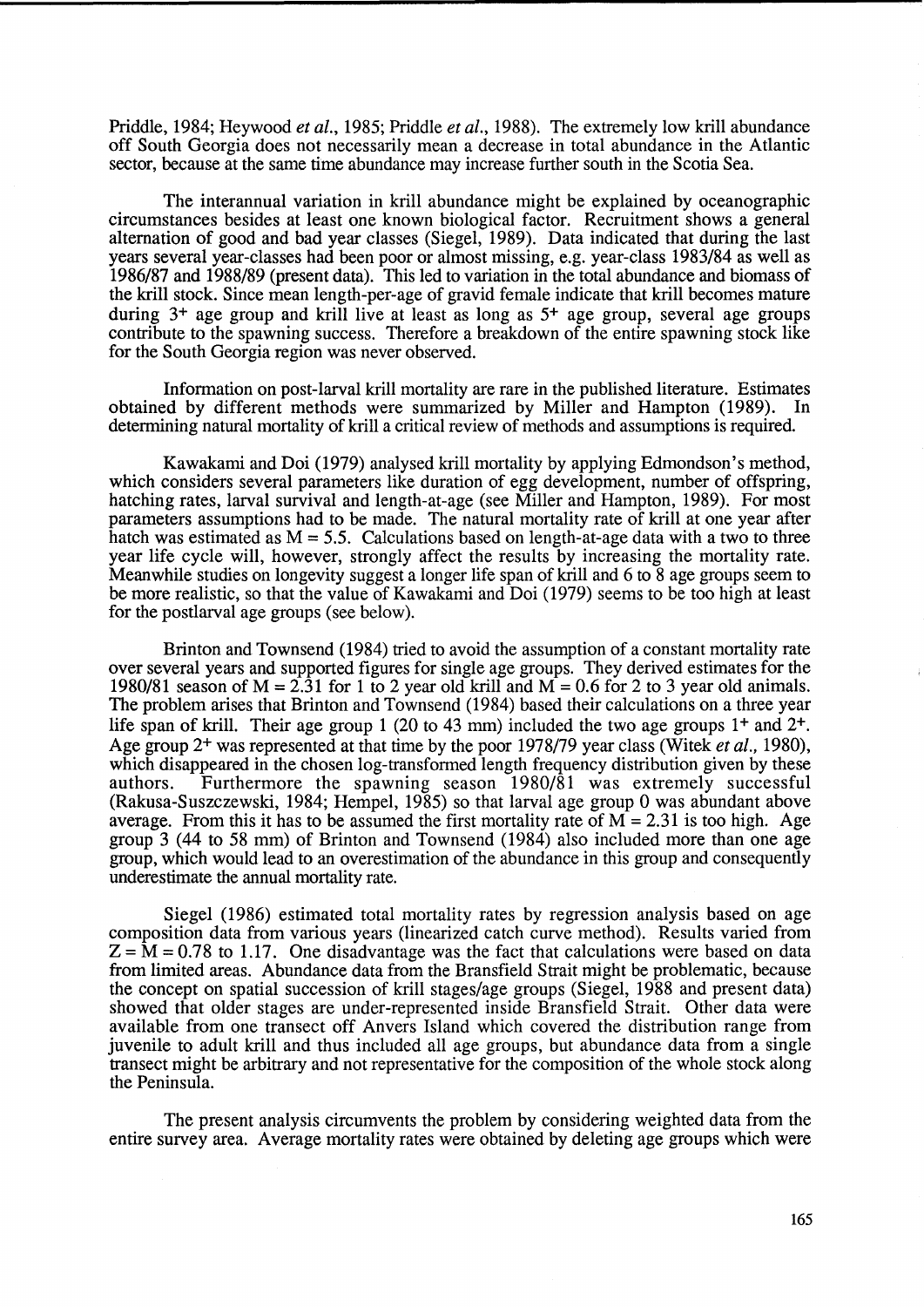Priddle, 1984; Heywood *et al.*, 1985; Priddle *et al.*, 1988). The extremely low krill abundance off South Georgia does not necessarily mean a decrease in total abundance in the Atlantic sector, because at the same time abundance may increase further south in the Scotia Sea.

The interannual variation in krill abundance might be explained by oceanographic circumstances besides at least one known biological factor. Recruitment shows a general alternation of good and bad year classes (Siegel, 1989). Data indicated that during the last years several year-classes had been poor or almost missing, e.g. year-class 1983/84 as well as 1986/87 and 1988/89 (present data). This led to variation in the total abundance and biomass of the krill stock. Since mean length-per-age of gravid female indicate that krill becomes mature during $3^+$ age group and krill live at least as long as $5^+$ age group, several age groups contribute to the spawning success. Therefore a breakdown of the entire spawning stock like for the South Georgia region was never observed.

Information on post-larval krill mortality are rare in the published literature. Estimates obtained by different methods were summarized by Miller and Hampton (1989). In determining natural mortality of krill a critical review of methods and assumptions is required.

Kawakami and Doi (1979) analysed krill mortality by applying Edmondson's method, which considers several parameters like duration of egg development, number of offspring, hatching rates, larval survival and length-at-age (see Miller and Hampton, 1989). For most parameters assumptions had to be made. The natural mortality rate of krill at one year after hatch was estimated as $M = 5.5$. Calculations based on length-at-age data with a two to three year life cycle will, however, strongly affect the results by increasing the mortality rate. Meanwhile studies on longevity suggest a longer life span of krill and 6 to 8 age groups seem to be more realistic, so that the value of Kawakami and Doi (1979) seems to be too high at least for the postlarval age groups (see below).

Brinton and Townsend (1984) tried to avoid the assumption of a constant mortality rate over several years and supported figures for single age groups. They derived estimates for the 1980/81 season of $M = 2.31$ for 1 to 2 year old krill and $M = 0.6$ for 2 to 3 year old animals. The problem arises that Brinton and Townsend (1984) based their calculations on a three year life span of krill. Their age group 1 (20 to 43 mm) included the two age groups $1^+$ and $2^+$. Age group $2^+$ was represented at that time by the poor 1978/79 year class (Witek *et al.*, 1980), which disappeared in the chosen log-transformed length frequency distribution given by these authors. Furthermore the spawning season 1980/81 was extremely successful (Rakusa-Suszczewski, 1984; Hempel, 1985) so that larval age group 0 was abundant above average. From this it has to be assumed the first mortality rate of $M = 2.31$ is too high. Age group 3 (44 to 58 mm) of Brinton and Townsend (1984) also included more than one age group, which would lead to an overestimation of the abundance in this group and consequently underestimate the annual mortality rate.

Siegel (1986) estimated total mortality rates by regression analysis based on age composition data from various years (linearized catch curve method). Results varied from $Z = M = 0.78$ to 1.17. One disadvantage was the fact that calculations were based on data from limited areas. Abundance data from the Bransfield Strait might be problematic, because the concept on spatial succession of krill stages/age groups (Siegel, 1988 and present data) showed that older stages are under-represented inside Bransfield Strait. Other data were available from one transect off Anvers Island which covered the distribution range from juvenile to adult krill and thus included all age groups, but abundance data from a single transect might be arbitrary and not representative for the composition of the whole stock along the Peninsula.

The present analysis circumvents the problem by considering weighted data from the entire survey area. Average mortality rates were obtained by deleting age groups which were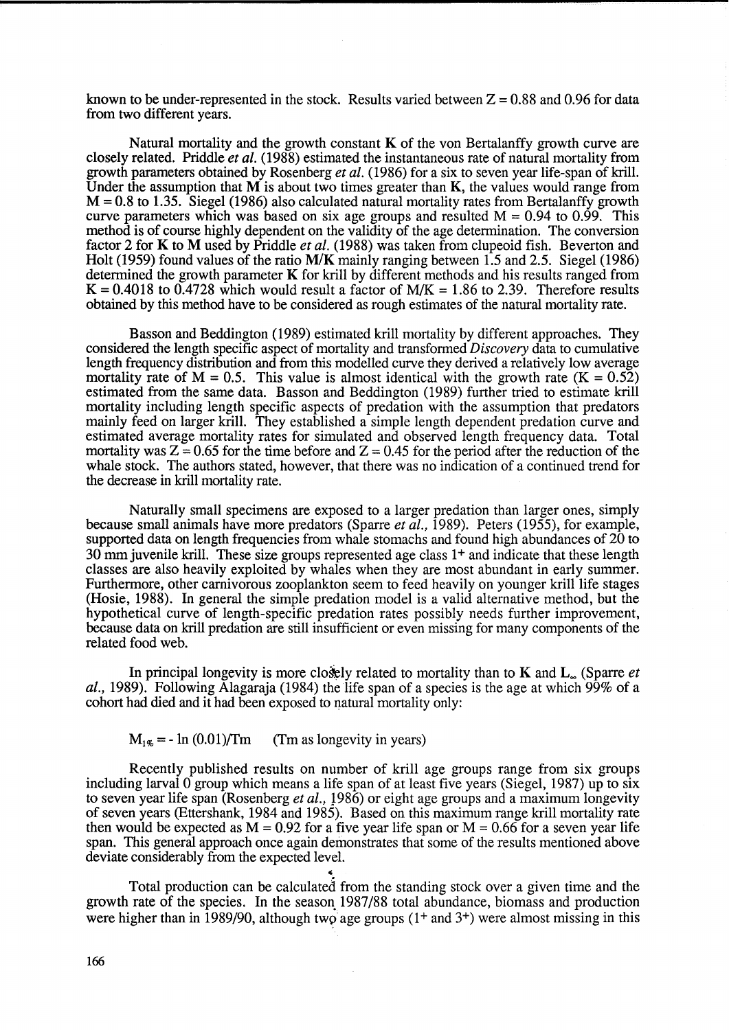known to be under-represented in the stock. Results varied between $Z = 0.88$ and $0.96$ for data from two different years.

Natural mortality and the growth constant **K** of the von Bertalanffy growth curve are closely related. Priddle *et al.* (1988) estimated the instantaneous rate of natural mortality from growth parameters obtained by Rosenberg *et al.* (1986) for a six to seven year life-span of krill. Under the assumption that **M** is about two times greater than **K**, the values would range from $M = 0.8$ to $1.35$. Siegel (1986) also calculated natural mortality rates from Bertalanffy growth curve parameters which was based on six age groups and resulted $M = 0.94$ to $0.99$. This method is of course highly dependent on the validity of the age determination. The conversion factor 2 for **K** to **M** used by Priddle *et al.* (1988) was taken from clupeoid fish. Beverton and Holt (1959) found values of the ratio **M/K** mainly ranging between 1.5 and 2.5. Siegel (1986) determined the growth parameter **K** for krill by different methods and his results ranged from $K = 0.4018$ to $0.4728$ which would result a factor of $M/K = 1.86$ to $2.39$. Therefore results obtained by this method have to be considered as rough estimates of the natural mortality rate.

Basson and Beddington (1989) estimated krill mortality by different approaches. They considered the length specific aspect of mortality and transformed *Discovery* data to cumulative length frequency distribution and from this modelled curve they derived a relatively low average mortality rate of $M = 0.5$. This value is almost identical with the growth rate ($K = 0.52$) estimated from the same data. Basson and Beddington (1989) further tried to estimate krill mortality including length specific aspects of predation with the assumption that predators mainly feed on larger krill. They established a simple length dependent predation curve and estimated average mortality rates for simulated and observed length frequency data. Total mortality was $Z = 0.65$ for the time before and $Z = 0.45$ for the period after the reduction of the whale stock. The authors stated, however, that there was no indication of a continued trend for the decrease in krill mortality rate.

Naturally small specimens are exposed to a larger predation than larger ones, simply because small animals have more predators (Sparre *et al.*, 1989). Peters (1955), for example, supported data on length frequencies from whale stomachs and found high abundances of 20 to 30 mm juvenile krill. These size groups represented age class $1^+$ and indicate that these length classes are also heavily exploited by whales when they are most abundant in early summer. Furthermore, other carnivorous zooplankton seem to feed heavily on younger krill life stages (Hosie, 1988). In general the simple predation model is a valid alternative method, but the hypothetical curve of length-specific predation rates possibly needs further improvement, because data on krill predation are still insufficient or even missing for many components of the related food web.

In principal longevity is more closely related to mortality than to **K** and $\mathbf{L_\infty}$ (Sparre *et al.*, 1989). Following Alagaraja (1984) the life span of a species is the age at which 99% of a cohort had died and it had been exposed to natural mortality only:

$$M_{1\%} = -\ln(0.01)/Tm \qquad \text{(Tm as longevity in years)}$$

Recently published results on number of krill age groups range from six groups including larval 0 group which means a life span of at least five years (Siegel, 1987) up to six to seven year life span (Rosenberg *et al.*, 1986) or eight age groups and a maximum longevity of seven years (Ettershank, 1984 and 1985). Based on this maximum range krill mortality rate then would be expected as $M = 0.92$ for a five year life span or $M = 0.66$ for a seven year life span. This general approach once again demonstrates that some of the results mentioned above deviate considerably from the expected level.

Total production can be calculated from the standing stock over a given time and the growth rate of the species. In the season 1987/88 total abundance, biomass and production were higher than in 1989/90, although two age groups ($1^+$ and $3^+$) were almost missing in this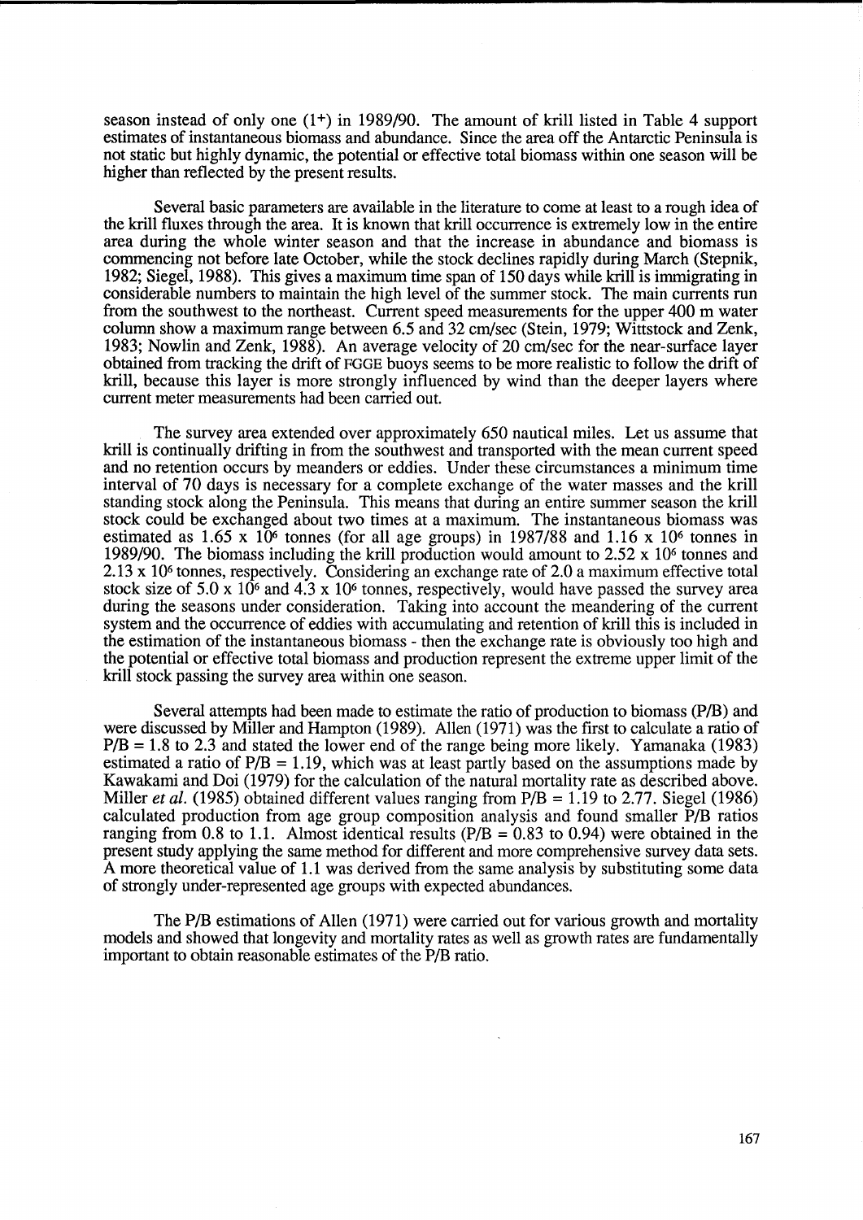season instead of only one (1+) in 1989/90. The amount of krill listed in Table 4 support estimates of instantaneous biomass and abundance. Since the area off the Antarctic Peninsula is not static but highly dynamic, the potential or effective total biomass within one season will be higher than reflected by the present results.

Several basic parameters are available in the literature to come at least to a rough idea of the krill fluxes through the area. It is known that krill occurrence is extremely low in the entire area during the whole winter season and that the increase in abundance and biomass is commencing not before late October, while the stock declines rapidly during March (Stepnik, 1982; Siegel, 1988). This gives a maximum time span of 150 days while krill is immigrating in considerable numbers to maintain the high level of the summer stock. The main currents run from the southwest to the northeast. Current speed measurements for the upper 400 m water column show a maximum range between 6.5 and 32 cm/sec (Stein, 1979; Wittstock and Zenk, 1983; Nowlin and Zenk, 1988). An average velocity of 20 cm/sec for the near-surface layer obtained from tracking the drift of FGGE buoys seems to be more realistic to follow the drift of krill, because this layer is more strongly influenced by wind than the deeper layers where current meter measurements had been carried out.

The survey area extended over approximately 650 nautical miles. Let us assume that krill is continually drifting in from the southwest and transported with the mean current speed and no retention occurs by meanders or eddies. Under these circumstances a minimum time interval of 70 days is necessary for a complete exchange of the water masses and the krill standing stock along the Peninsula. This means that during an entire summer season the krill stock could be exchanged about two times at a maximum. The instantaneous biomass was estimated as $1.65 \times 10^6$ tonnes (for all age groups) in 1987/88 and $1.16 \times 10^6$ tonnes in 1989/90. The biomass including the krill production would amount to $2.52 \times 10^6$ tonnes and $2.13 \times 10^6$ tonnes, respectively. Considering an exchange rate of 2.0 a maximum effective total stock size of $5.0 \times 10^6$ and $4.3 \times 10^6$ tonnes, respectively, would have passed the survey area during the seasons under consideration. Taking into account the meandering of the current system and the occurrence of eddies with accumulating and retention of krill this is included in the estimation of the instantaneous biomass - then the exchange rate is obviously too high and the potential or effective total biomass and production represent the extreme upper limit of the krill stock passing the survey area within one season.

Several attempts had been made to estimate the ratio of production to biomass (P/B) and were discussed by Miller and Hampton (1989). Allen (1971) was the first to calculate a ratio of P/B = 1.8 to 2.3 and stated the lower end of the range being more likely. Yamanaka (1983) estimated a ratio of P/B = 1.19, which was at least partly based on the assumptions made by Kawakami and Doi (1979) for the calculation of the natural mortality rate as described above. Miller *et al.* (1985) obtained different values ranging from P/B = 1.19 to 2.77. Siegel (1986) calculated production from age group composition analysis and found smaller P/B ratios ranging from 0.8 to 1.1. Almost identical results (P/B = 0.83 to 0.94) were obtained in the present study applying the same method for different and more comprehensive survey data sets. A more theoretical value of 1.1 was derived from the same analysis by substituting some data of strongly under-represented age groups with expected abundances.

The P/B estimations of Allen (1971) were carried out for various growth and mortality models and showed that longevity and mortality rates as well as growth rates are fundamentally important to obtain reasonable estimates of the P/B ratio.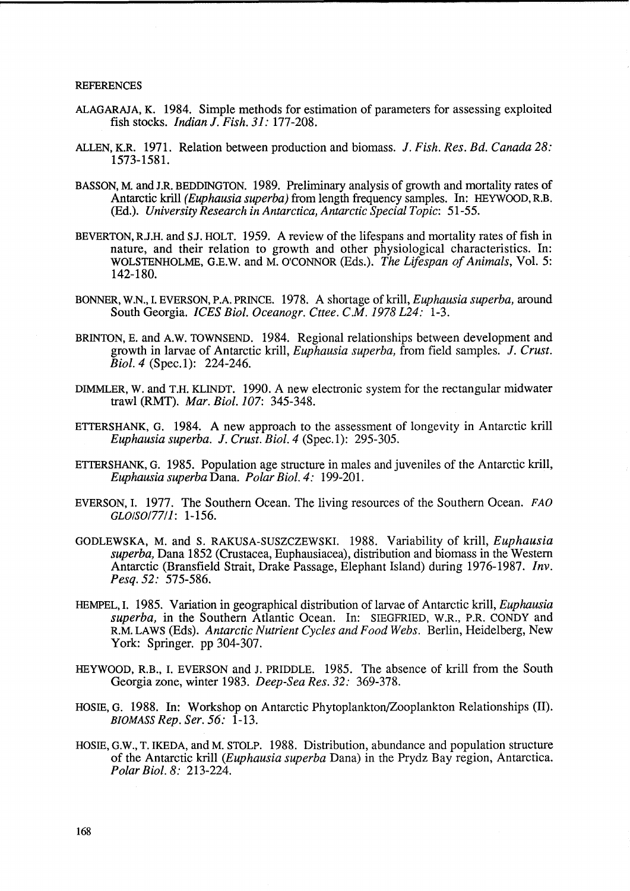REFERENCES

ALAGARAJA, K. 1984. Simple methods for estimation of parameters for assessing exploited fish stocks. *Indian J. Fish. 31:* 177-208.

ALLEN, K.R. 1971. Relation between production and biomass. *J. Fish. Res. Bd. Canada 28:* 1573-1581.

BASSON, M. and J.R. BEDDINGTON. 1989. Preliminary analysis of growth and mortality rates of Antarctic krill *(Euphausia superba)* from length frequency samples. In: HEYWOOD, R.B. (Ed.). *University Research in Antarctica, Antarctic Special Topic*: 51-55.

BEVERTON, R.J.H. and S.J. HOLT. 1959. A review of the lifespans and mortality rates of fish in nature, and their relation to growth and other physiological characteristics. In: WOLSTENHOLME, G.E.W. and M. O'CONNOR (Eds.). *The Lifespan of Animals*, Vol. 5: 142-180.

BONNER, W.N., I. EVERSON, P.A. PRINCE. 1978. A shortage of krill, *Euphausia superba,* around South Georgia. *ICES Biol. Oceanogr. Cttee. C.M. 1978 L24:* 1-3.

BRINTON, E. and A.W. TOWNSEND. 1984. Regional relationships between development and growth in larvae of Antarctic krill, *Euphausia superba,* from field samples. *J. Crust. Biol. 4* (Spec.1): 224-246.

DIMMLER, W. and T.H. KLINDT. 1990. A new electronic system for the rectangular midwater trawl (RMT). *Mar. Biol. 107*: 345-348.

ETTERSHANK, G. 1984. A new approach to the assessment of longevity in Antarctic krill *Euphausia superba. J. Crust. Biol. 4* (Spec.1): 295-305.

ETTERSHANK, G. 1985. Population age structure in males and juveniles of the Antarctic krill, *Euphausia superba* Dana. *Polar Biol. 4:* 199-201.

EVERSON, I. 1977. The Southern Ocean. The living resources of the Southern Ocean. *FAO GLO/SO/77/1*: 1-156.

GODLEWSKA, M. and S. RAKUSA-SUSZCZEWSKI. 1988. Variability of krill, *Euphausia superba,* Dana 1852 (Crustacea, Euphausiacea), distribution and biomass in the Western Antarctic (Bransfield Strait, Drake Passage, Elephant Island) during 1976-1987. *Inv. Pesq. 52:* 575-586.

HEMPEL, I. 1985. Variation in geographical distribution of larvae of Antarctic krill, *Euphausia superba,* in the Southern Atlantic Ocean. In: SIEGFRIED, W.R., P.R. CONDY and R.M. LAWS (Eds). *Antarctic Nutrient Cycles and Food Webs.* Berlin, Heidelberg, New York: Springer. pp 304-307.

HEYWOOD, R.B., I. EVERSON and J. PRIDDLE. 1985. The absence of krill from the South Georgia zone, winter 1983. *Deep-Sea Res. 32:* 369-378.

HOSIE, G. 1988. In: Workshop on Antarctic Phytoplankton/Zooplankton Relationships (II). *BIOMASS Rep. Ser. 56:* 1-13.

HOSIE, G.W., T. IKEDA, and M. STOLP. 1988. Distribution, abundance and population structure of the Antarctic krill *(Euphausia superba* Dana) in the Prydz Bay region, Antarctica. *Polar Biol. 8:* 213-224.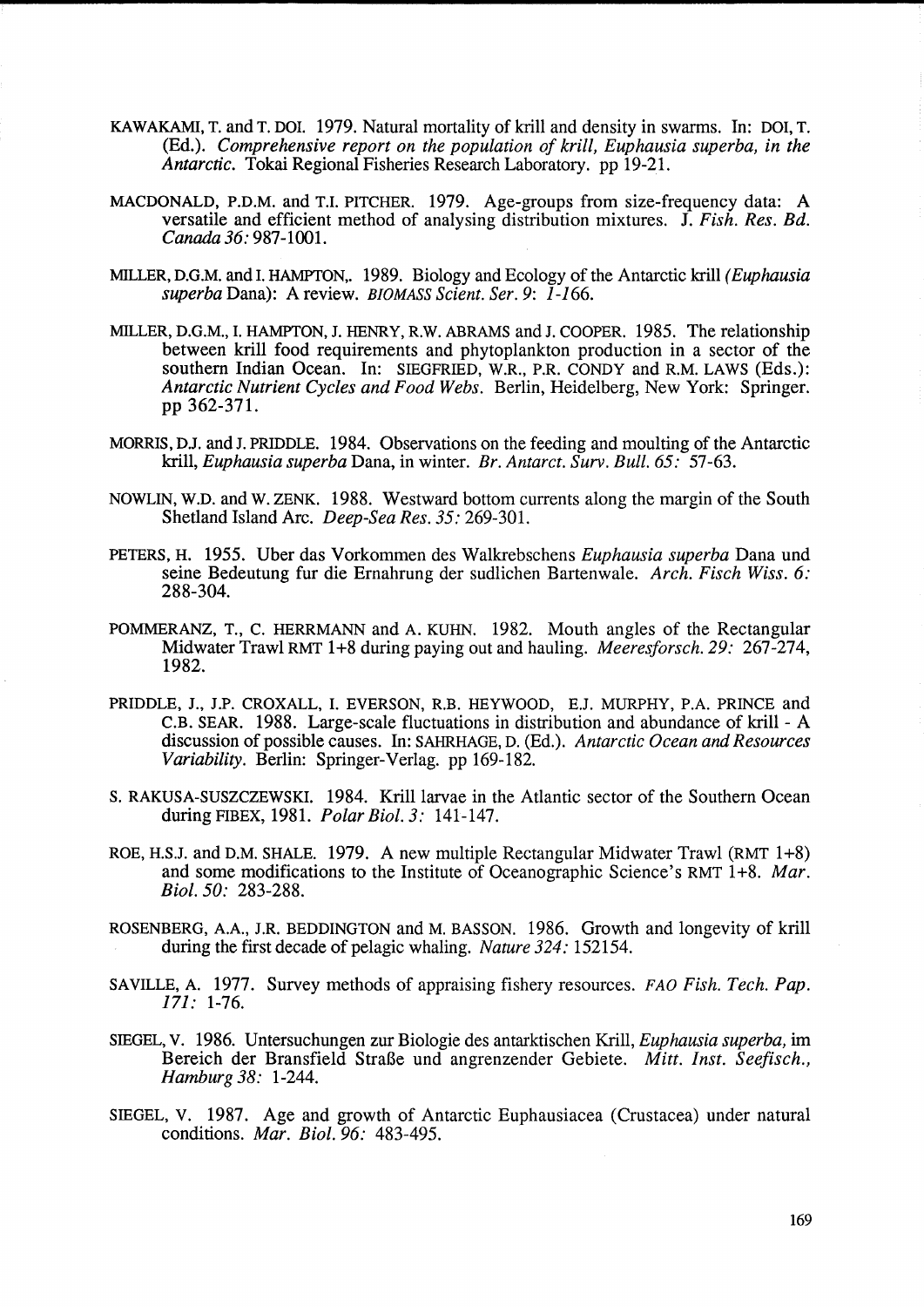KAWAKAMI, T. and T. DOI. 1979. Natural mortality of krill and density in swarms. In: DOI, T. (Ed.). *Comprehensive report on the population of krill, Euphausia superba, in the Antarctic.* Tokai Regional Fisheries Research Laboratory. pp 19-21.

MACDONALD, P.D.M. and T.I. PITCHER. 1979. Age-groups from size-frequency data: A versatile and efficient method of analysing distribution mixtures. *J. Fish. Res. Bd. Canada 36:* 987-1001.

MILLER, D.G.M. and I. HAMPTON,. 1989. Biology and Ecology of the Antarctic krill *(Euphausia superba* Dana): A review. *BIOMASS Scient. Ser. 9: 1-166.*

MILLER, D.G.M., I. HAMPTON, J. HENRY, R.W. ABRAMS and J. COOPER. 1985. The relationship between krill food requirements and phytoplankton production in a sector of the southern Indian Ocean. In: SIEGFRIED, W.R., P.R. CONDY and R.M. LAWS (Eds.): *Antarctic Nutrient Cycles and Food Webs.* Berlin, Heidelberg, New York: Springer. pp 362-371.

MORRIS, D.J. and J. PRIDDLE. 1984. Observations on the feeding and moulting of the Antarctic krill, *Euphausia superba* Dana, in winter. *Br. Antarct. Surv. Bull. 65:* 57-63.

NOWLIN, W.D. and W. ZENK. 1988. Westward bottom currents along the margin of the South Shetland Island Arc. *Deep-Sea Res. 35:* 269-301.

PETERS, H. 1955. Uber das Vorkommen des Walkrebschens *Euphausia superba* Dana und seine Bedeutung fur die Ernahrung der sudlichen Bartenwale. *Arch. Fisch Wiss. 6:* 288-304.

POMMERANZ, T., C. HERRMANN and A. KUHN. 1982. Mouth angles of the Rectangular Midwater Trawl RMT 1+8 during paying out and hauling. *Meeresforsch. 29:* 267-274, 1982.

PRIDDLE, J., J.P. CROXALL, I. EVERSON, R.B. HEYWOOD, E.J. MURPHY, P.A. PRINCE and C.B. SEAR. 1988. Large-scale fluctuations in distribution and abundance of krill - A discussion of possible causes. In: SAHRHAGE, D. (Ed.). *Antarctic Ocean and Resources Variability.* Berlin: Springer-Verlag. pp 169-182.

S. RAKUSA-SUSZCZEWSKI. 1984. Krill larvae in the Atlantic sector of the Southern Ocean during FIBEX, 1981. *Polar Biol. 3:* 141-147.

ROE, H.S.J. and D.M. SHALE. 1979. A new multiple Rectangular Midwater Trawl (RMT 1+8) and some modifications to the Institute of Oceanographic Science's RMT 1+8. *Mar. Biol. 50:* 283-288.

ROSENBERG, A.A., J.R. BEDDINGTON and M. BASSON. 1986. Growth and longevity of krill during the first decade of pelagic whaling. *Nature 324:* 152154.

SAVILLE, A. 1977. Survey methods of appraising fishery resources. *FAO Fish. Tech. Pap. 171:* 1-76.

SIEGEL, V. 1986. Untersuchungen zur Biologie des antarktischen Krill, *Euphausia superba,* im Bereich der Bransfield Straße und angrenzender Gebiete. *Mitt. Inst. Seefisch., Hamburg 38:* 1-244.

SIEGEL, V. 1987. Age and growth of Antarctic Euphausiacea (Crustacea) under natural conditions. *Mar. Biol. 96:* 483-495.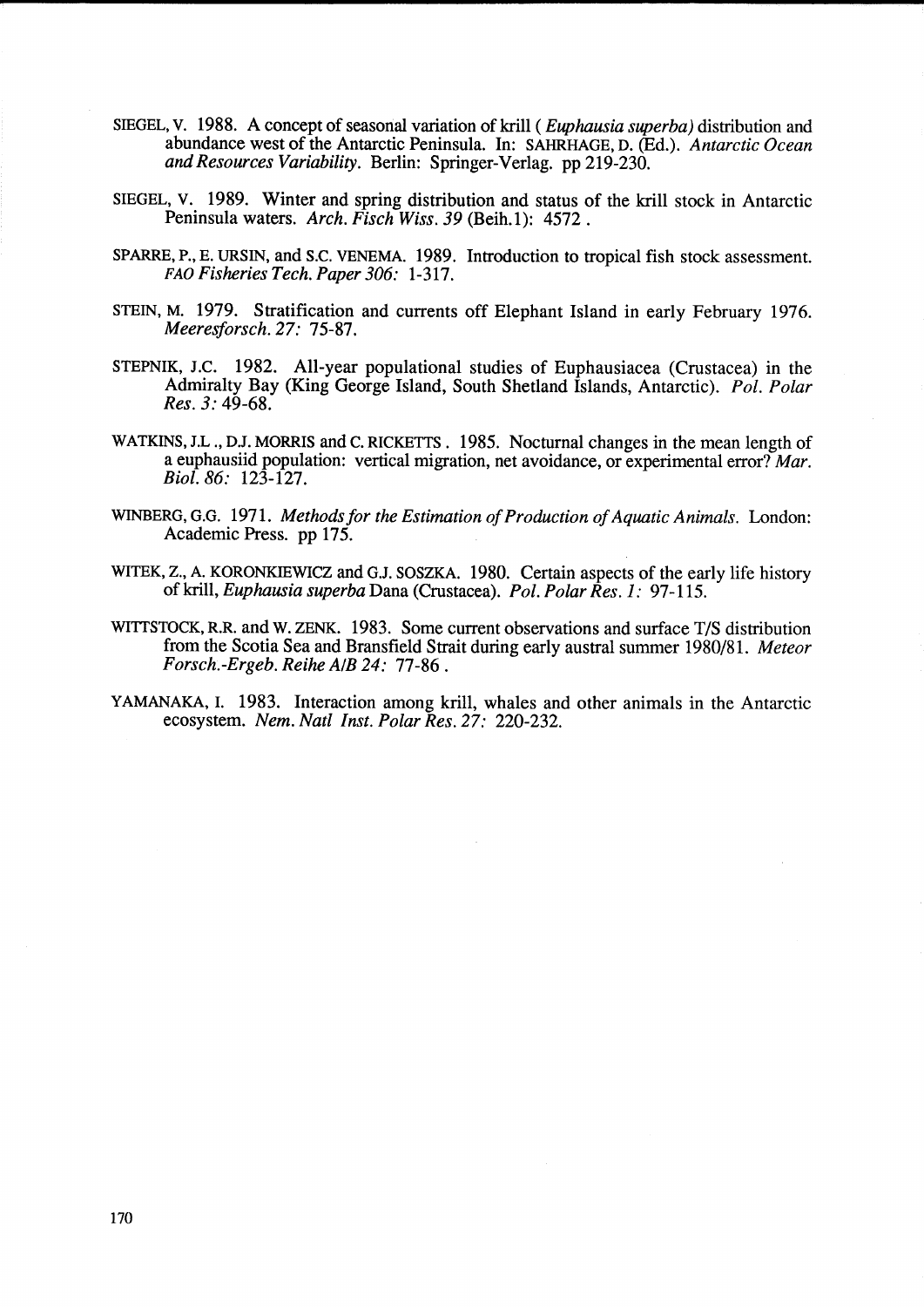SIEGEL, V. 1988. A concept of seasonal variation of krill ( *Euphausia superba)* distribution and abundance west of the Antarctic Peninsula. In: SAHRHAGE, D. (Ed.). *Antarctic Ocean and Resources Variability*. Berlin: Springer-Verlag. pp 219-230.

SIEGEL, V. 1989. Winter and spring distribution and status of the krill stock in Antarctic Peninsula waters. *Arch. Fisch Wiss. 39* (Beih.1): 4572 .

SPARRE, P., E. URSIN, and S.C. VENEMA. 1989. Introduction to tropical fish stock assessment. *FAO Fisheries Tech. Paper 306:* 1-317.

STEIN, M. 1979. Stratification and currents off Elephant Island in early February 1976. *Meeresforsch. 27:* 75-87.

STEPNIK, J.C. 1982. All-year populational studies of Euphausiacea (Crustacea) in the Admiralty Bay (King George Island, South Shetland Islands, Antarctic). *Pol. Polar Res. 3:* 49-68.

WATKINS, J.L ., D.J. MORRIS and C. RICKETTS . 1985. Nocturnal changes in the mean length of a euphausiid population: vertical migration, net avoidance, or experimental error? *Mar. Biol. 86:* 123-127.

WINBERG, G.G. 1971. *Methods for the Estimation of Production of Aquatic Animals*. London: Academic Press. pp 175.

WITEK, Z., A. KORONKIEWICZ and G.J. SOSZKA. 1980. Certain aspects of the early life history of krill, *Euphausia superba* Dana (Crustacea). *Pol. Polar Res. 1:* 97-115.

WITTSTOCK, R.R. and W. ZENK. 1983. Some current observations and surface T/S distribution from the Scotia Sea and Bransfield Strait during early austral summer 1980/81. *Meteor Forsch.-Ergeb. Reihe A/B 24:* 77-86 .

YAMANAKA, I. 1983. Interaction among krill, whales and other animals in the Antarctic ecosystem. *Nem. Natl Inst. Polar Res. 27:* 220-232.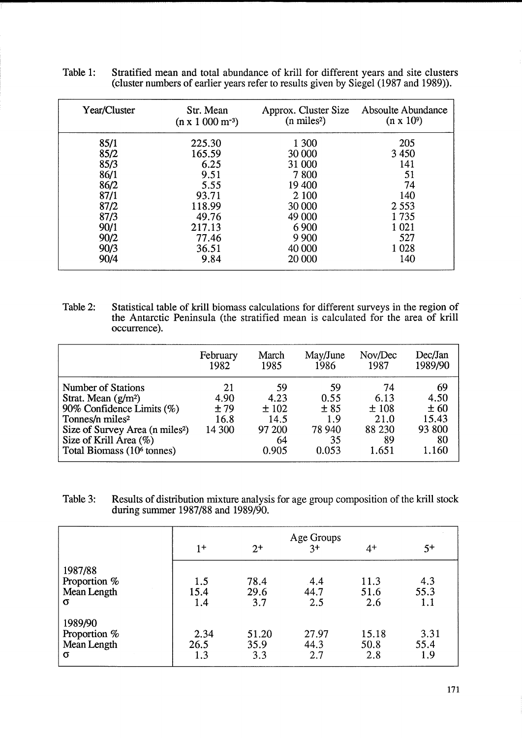Table 1: Stratified mean and total abundance of krill for different years and site clusters (cluster numbers of earlier years refer to results given by Siegel (1987 and 1989)).

| Year/Cluster | Str. Mean ($n \times 1\,000\ m^{-3}$) | Approx. Cluster Size (n miles²) | Absoulte Abundance ($n \times 10^9$) |
|---|---|---|---|
| 85/1 | 225.30 | 1 300 | 205 |
| 85/2 | 165.59 | 30 000 | 3 450 |
| 85/3 | 6.25 | 31 000 | 141 |
| 86/1 | 9.51 | 7 800 | 51 |
| 86/2 | 5.55 | 19 400 | 74 |
| 87/1 | 93.71 | 2 100 | 140 |
| 87/2 | 118.99 | 30 000 | 2 553 |
| 87/3 | 49.76 | 49 000 | 1 735 |
| 90/1 | 217.13 | 6 900 | 1 021 |
| 90/2 | 77.46 | 9 900 | 527 |
| 90/3 | 36.51 | 40 000 | 1 028 |
| 90/4 | 9.84 | 20 000 | 140 |

Table 2: Statistical table of krill biomass calculations for different surveys in the region of the Antarctic Peninsula (the stratified mean is calculated for the area of krill occurrence).

| | February 1982 | March 1985 | May/June 1986 | Nov/Dec 1987 | Dec/Jan 1989/90 |
|---|---|---|---|---|---|
| Number of Stations | 21 | 59 | 59 | 74 | 69 |
| Strat. Mean ($g/m^2$) | 4.90 | 4.23 | 0.55 | 6.13 | 4.50 |
| 90% Confidence Limits (%) | ± 79 | ± 102 | ± 85 | ± 108 | ± 60 |
| Tonnes/n miles² | 16.8 | 14.5 | 1.9 | 21.0 | 15.43 |
| Size of Survey Area (n miles²) | 14 300 | 97 200 | 78 940 | 88 230 | 93 800 |
| Size of Krill Area (%) | | 64 | 35 | 89 | 80 |
| Total Biomass ($10^6$ tonnes) | | 0.905 | 0.053 | 1.651 | 1.160 |

Table 3: Results of distribution mixture analysis for age group composition of the krill stock during summer 1987/88 and 1989/90.

| | Age Groups | | | | |
|---|---|---|---|---|---|
| | $1^+$ | $2^+$ | $3^+$ | $4^+$ | $5^+$ |
| **1987/88** | | | | | |
| Proportion % | 1.5 | 78.4 | 4.4 | 11.3 | 4.3 |
| Mean Length | 15.4 | 29.6 | 44.7 | 51.6 | 55.3 |
| $\sigma$ | 1.4 | 3.7 | 2.5 | 2.6 | 1.1 |
| **1989/90** | | | | | |
| Proportion % | 2.34 | 51.20 | 27.97 | 15.18 | 3.31 |
| Mean Length | 26.5 | 35.9 | 44.3 | 50.8 | 55.4 |
| $\sigma$ | 1.3 | 3.3 | 2.7 | 2.8 | 1.9 |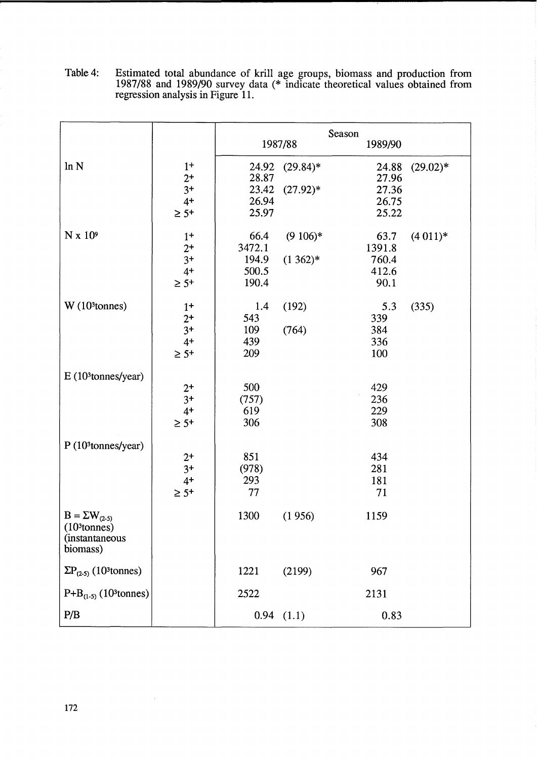Table 4: Estimated total abundance of krill age groups, biomass and production from 1987/88 and 1989/90 survey data (* indicate theoretical values obtained from regression analysis in Figure 11.

| | | Season | | | |
|---|---|---|---|---|---|
| | | 1987/88 | | 1989/90 | |
| ln N | $1^+$ | 24.92 | (29.84)* | 24.88 | (29.02)* |
| | $2^+$ | 28.87 | | 27.96 | |
| | $3^+$ | 23.42 | (27.92)* | 27.36 | |
| | $4^+$ | 26.94 | | 26.75 | |
| | $\geq 5^+$ | 25.97 | | 25.22 | |
| N x $10^9$ | $1^+$ | 66.4 | (9 106)* | 63.7 | (4 011)* |
| | $2^+$ | 3472.1 | | 1391.8 | |
| | $3^+$ | 194.9 | (1 362)* | 760.4 | |
| | $4^+$ | 500.5 | | 412.6 | |
| | $\geq 5^+$ | 190.4 | | 90.1 | |
| W ($10^3$tonnes) | $1^+$ | 1.4 | (192) | 5.3 | (335) |
| | $2^+$ | 543 | | 339 | |
| | $3^+$ | 109 | (764) | 384 | |
| | $4^+$ | 439 | | 336 | |
| | $\geq 5^+$ | 209 | | 100 | |
| E ($10^3$tonnes/year) | $2^+$ | 500 | | 429 | |
| | $3^+$ | (757) | | 236 | |
| | $4^+$ | 619 | | 229 | |
| | $\geq 5^+$ | 306 | | 308 | |
| P ($10^3$tonnes/year) | $2^+$ | 851 | | 434 | |
| | $3^+$ | (978) | | 281 | |
| | $4^+$ | 293 | | 181 | |
| | $\geq 5^+$ | 77 | | 71 | |
| $B = \Sigma W_{(2\text{-}5)}$ ($10^3$tonnes) (instantaneous biomass) | | 1300 | (1 956) | 1159 | |
| $\Sigma P_{(2\text{-}5)}$ ($10^3$tonnes) | | 1221 | (2199) | 967 | |
| $P+B_{(1\text{-}5)}$ ($10^3$tonnes) | | 2522 | | 2131 | |
| P/B | | 0.94 | (1.1) | 0.83 | |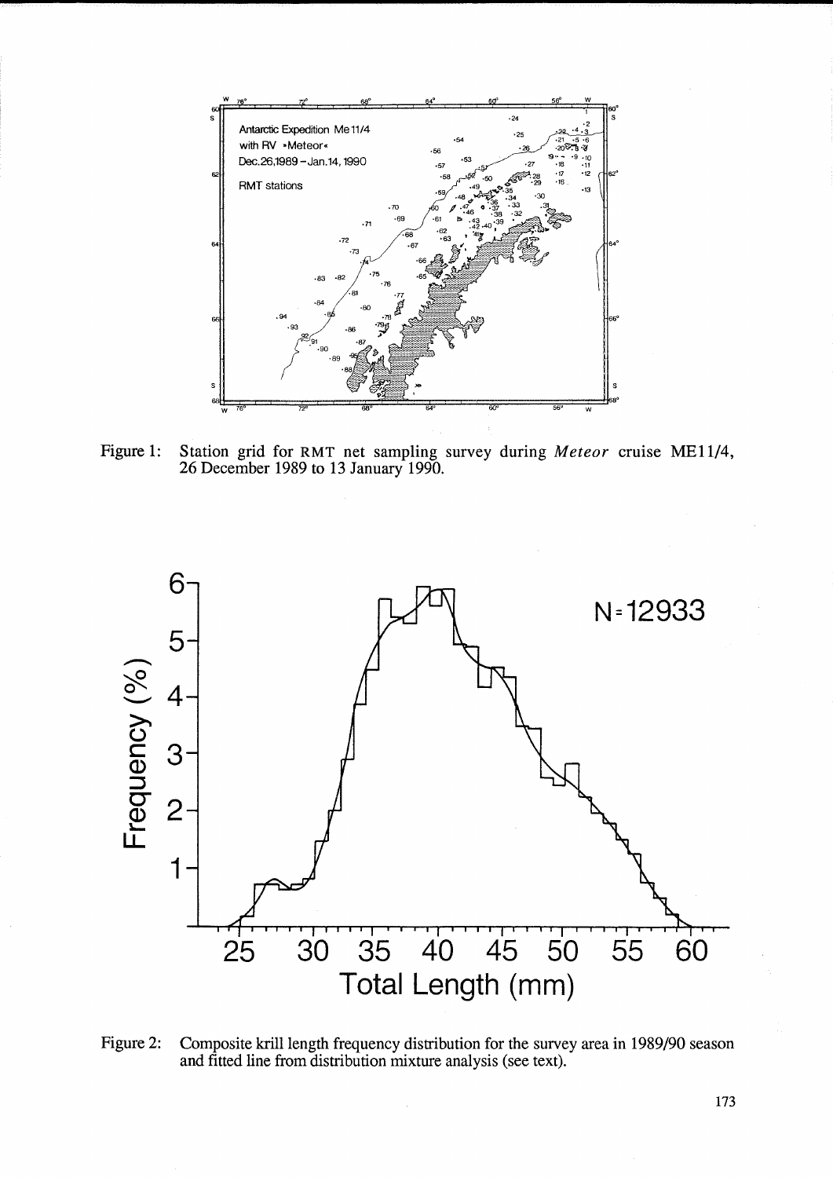Figure 1: Station grid for RMT net sampling survey during *Meteor* cruise ME11/4, 26 December 1989 to 13 January 1990.

Figure 2: Composite krill length frequency distribution for the survey area in 1989/90 season and fitted line from distribution mixture analysis (see text).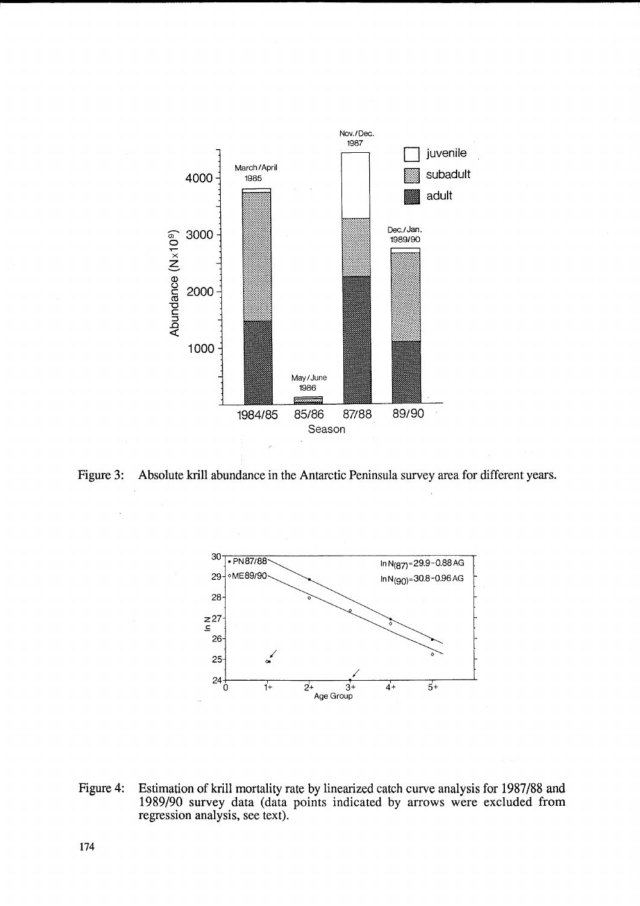Figure 3: Absolute krill abundance in the Antarctic Peninsula survey area for different years.

Figure 4: Estimation of krill mortality rate by linearized catch curve analysis for 1987/88 and 1989/90 survey data (data points indicated by arrows were excluded from regression analysis, see text).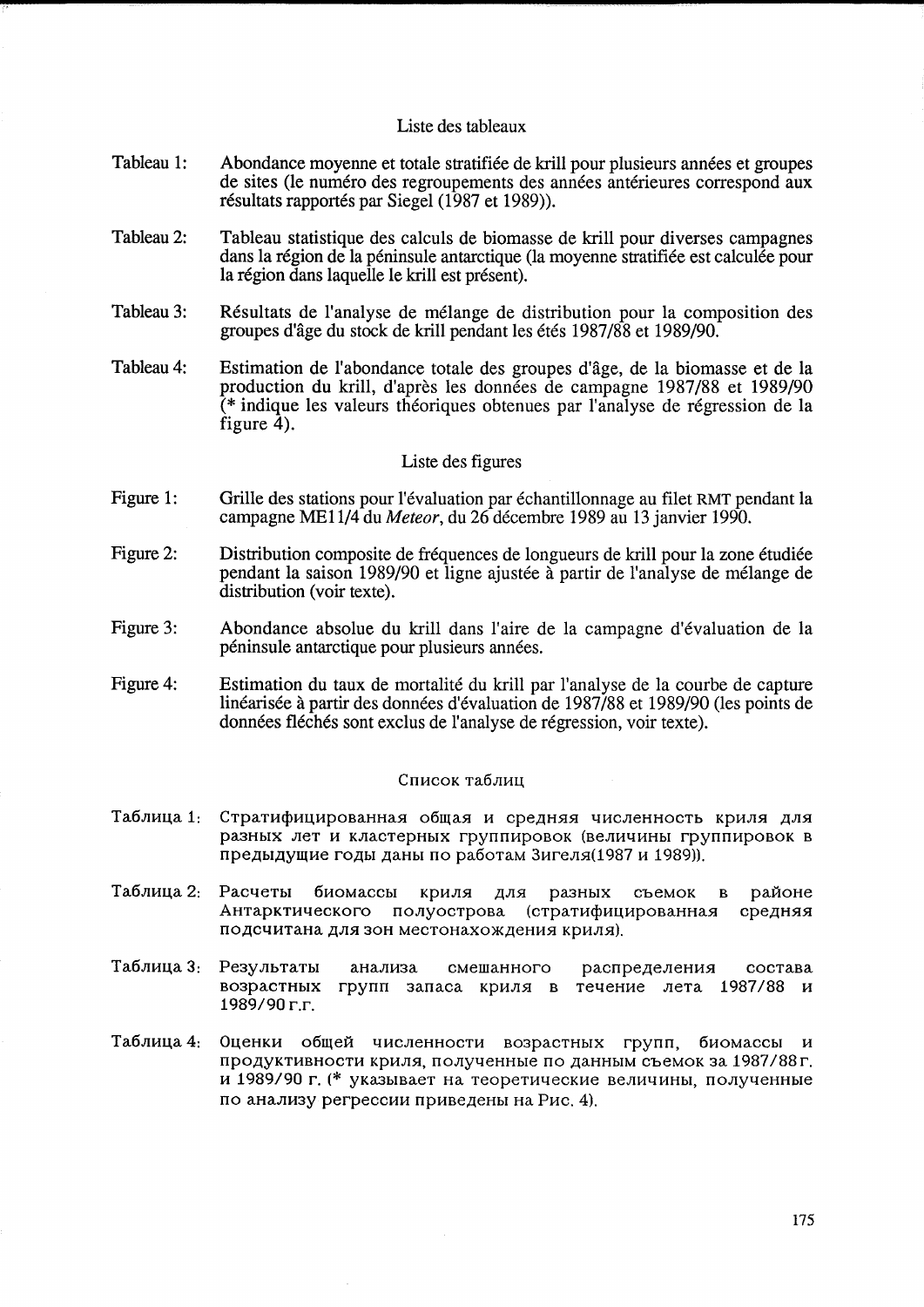## Liste des tableaux

Tableau 1: Abondance moyenne et totale stratifiée de krill pour plusieurs années et groupes de sites (le numéro des regroupements des années antérieures correspond aux résultats rapportés par Siegel (1987 et 1989)).

Tableau 2: Tableau statistique des calculs de biomasse de krill pour diverses campagnes dans la région de la péninsule antarctique (la moyenne stratifiée est calculée pour la région dans laquelle le krill est présent).

Tableau 3: Résultats de l'analyse de mélange de distribution pour la composition des groupes d'âge du stock de krill pendant les étés 1987/88 et 1989/90.

Tableau 4: Estimation de l'abondance totale des groupes d'âge, de la biomasse et de la production du krill, d'après les données de campagne 1987/88 et 1989/90 (* indique les valeurs théoriques obtenues par l'analyse de régression de la figure 4).

## Liste des figures

Figure 1: Grille des stations pour l'évaluation par échantillonnage au filet RMT pendant la campagne ME11/4 du *Meteor*, du 26 décembre 1989 au 13 janvier 1990.

Figure 2: Distribution composite de fréquences de longueurs de krill pour la zone étudiée pendant la saison 1989/90 et ligne ajustée à partir de l'analyse de mélange de distribution (voir texte).

Figure 3: Abondance absolue du krill dans l'aire de la campagne d'évaluation de la péninsule antarctique pour plusieurs années.

Figure 4: Estimation du taux de mortalité du krill par l'analyse de la courbe de capture linéarisée à partir des données d'évaluation de 1987/88 et 1989/90 (les points de données fléchés sont exclus de l'analyse de régression, voir texte).

## Список таблиц

Таблица 1: Стратифицированная общая и средняя численность криля для разных лет и кластерных группировок (величины группировок в предыдущие годы даны по работам Зигеля(1987 и 1989)).

Таблица 2: Расчеты биомассы криля для разных съемок в районе Антарктического полуострова (стратифицированная средняя подсчитана для зон местонахождения криля).

Таблица 3: Результаты анализа смешанного распределения состава возрастных групп запаса криля в течение лета 1987/88 и 1989/90 г.г.

Таблица 4: Оценки общей численности возрастных групп, биомассы и продуктивности криля, полученные по данным съемок за 1987/88 г. и 1989/90 г. (* указывает на теоретические величины, полученные по анализу регрессии приведены на Рис. 4).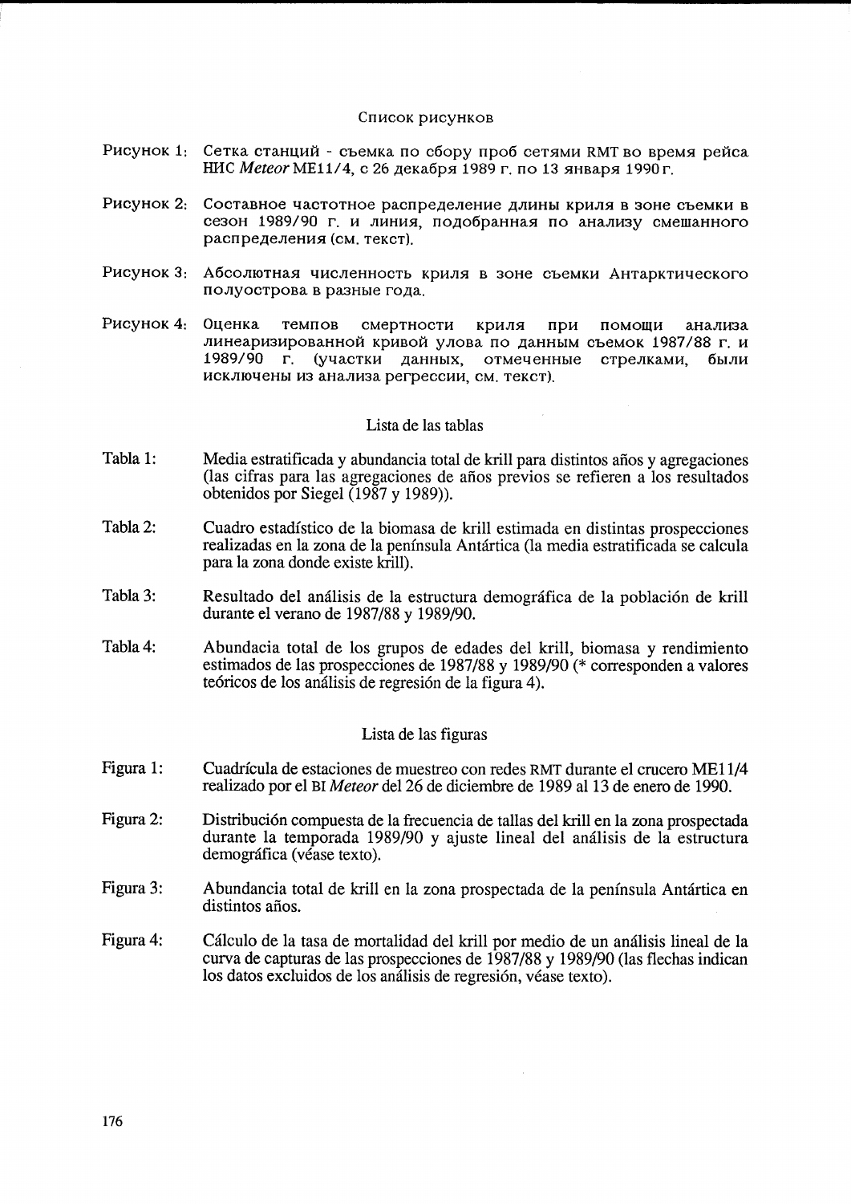## Список рисунков

Рисунок 1: Сетка станций - съемка по сбору проб сетями RMT во время рейса НИС *Meteor* ME11/4, с 26 декабря 1989 г. по 13 января 1990 г.

Рисунок 2: Составное частотное распределение длины криля в зоне съемки в сезон 1989/90 г. и линия, подобранная по анализу смешанного распределения (см. текст).

Рисунок 3: Абсолютная численность криля в зоне съемки Антарктического полуострова в разные года.

Рисунок 4: Оценка темпов смертности криля при помощи анализа линеаризированной кривой улова по данным съемок 1987/88 г. и 1989/90 г. (участки данных, отмеченные стрелками, были исключены из анализа регрессии, см. текст).

## Lista de las tablas

Tabla 1: Media estratificada y abundancia total de krill para distintos años y agregaciones (las cifras para las agregaciones de años previos se refieren a los resultados obtenidos por Siegel (1987 y 1989)).

Tabla 2: Cuadro estadístico de la biomasa de krill estimada en distintas prospecciones realizadas en la zona de la península Antártica (la media estratificada se calcula para la zona donde existe krill).

Tabla 3: Resultado del análisis de la estructura demográfica de la población de krill durante el verano de 1987/88 y 1989/90.

Tabla 4: Abundacia total de los grupos de edades del krill, biomasa y rendimiento estimados de las prospecciones de 1987/88 y 1989/90 (* corresponden a valores teóricos de los análisis de regresión de la figura 4).

## Lista de las figuras

Figura 1: Cuadrícula de estaciones de muestreo con redes RMT durante el crucero ME11/4 realizado por el BI *Meteor* del 26 de diciembre de 1989 al 13 de enero de 1990.

Figura 2: Distribución compuesta de la frecuencia de tallas del krill en la zona prospectada durante la temporada 1989/90 y ajuste lineal del análisis de la estructura demográfica (véase texto).

Figura 3: Abundancia total de krill en la zona prospectada de la península Antártica en distintos años.

Figura 4: Cálculo de la tasa de mortalidad del krill por medio de un análisis lineal de la curva de capturas de las prospecciones de 1987/88 y 1989/90 (las flechas indican los datos excluidos de los análisis de regresión, véase texto).